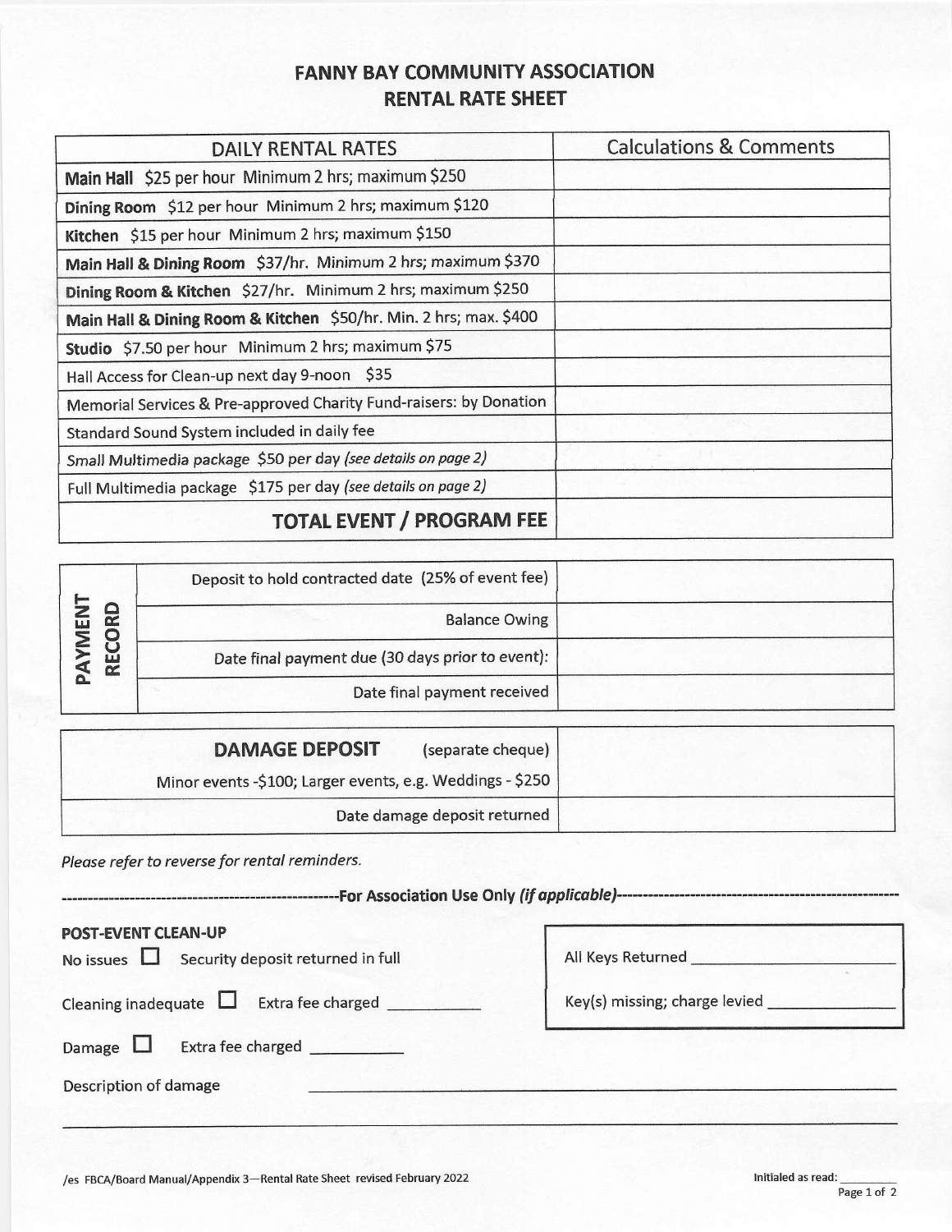# FANNY BAY COMMUNITY ASSOCIATION
## RENTAL RATE SHEET

| DAILY RENTAL RATES | Calculations & Comments |
|---|---|
| **Main Hall** $25 per hour Minimum 2 hrs; maximum $250 | |
| **Dining Room** $12 per hour Minimum 2 hrs; maximum $120 | |
| **Kitchen** $15 per hour Minimum 2 hrs; maximum $150 | |
| **Main Hall & Dining Room** $37/hr. Minimum 2 hrs; maximum $370 | |
| **Dining Room & Kitchen** $27/hr. Minimum 2 hrs; maximum $250 | |
| **Main Hall & Dining Room & Kitchen** $50/hr. Min. 2 hrs; max. $400 | |
| **Studio** $7.50 per hour Minimum 2 hrs; maximum $75 | |
| Hall Access for Clean-up next day 9-noon $35 | |
| Memorial Services & Pre-approved Charity Fund-raisers: by Donation | |
| Standard Sound System included in daily fee | |
| *Small Multimedia package $50 per day (see details on page 2)* | |
| Full Multimedia package $175 per day *(see details on page 2)* | |
| **TOTAL EVENT / PROGRAM FEE** | |

| PAYMENT RECORD | | |
|---|---|---|
| | Deposit to hold contracted date (25% of event fee) | |
| | Balance Owing | |
| | Date final payment due (30 days prior to event): | |
| | Date final payment received | |

| **DAMAGE DEPOSIT** (separate cheque) Minor events -$100; Larger events, e.g. Weddings - $250 | |
|---|---|
| Date damage deposit returned | |

*Please refer to reverse for rental reminders.*

----------For Association Use Only *(if applicable)*----------

**POST-EVENT CLEAN-UP**

No issues ☐ Security deposit returned in full

Cleaning inadequate ☐ Extra fee charged __________

Damage ☐ Extra fee charged __________

Description of damage ______________________________

All Keys Returned ______________

Key(s) missing; charge levied ______________

/es FBCA/Board Manual/Appendix 3—Rental Rate Sheet revised February 2022

Initialed as read: ________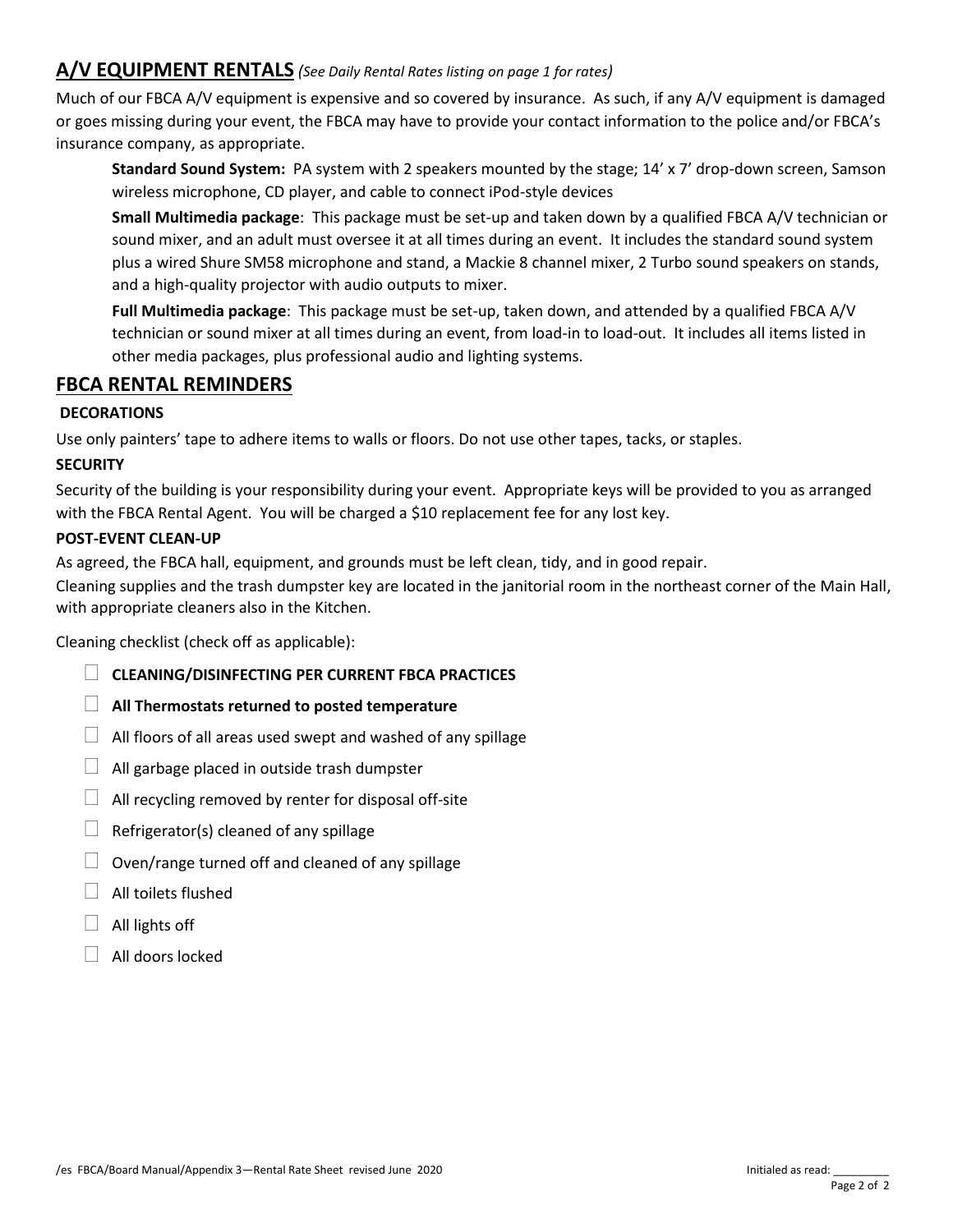## A/V EQUIPMENT RENTALS *(See Daily Rental Rates listing on page 1 for rates)*

Much of our FBCA A/V equipment is expensive and so covered by insurance. As such, if any A/V equipment is damaged or goes missing during your event, the FBCA may have to provide your contact information to the police and/or FBCA's insurance company, as appropriate.

**Standard Sound System:** PA system with 2 speakers mounted by the stage; 14' x 7' drop-down screen, Samson wireless microphone, CD player, and cable to connect iPod-style devices

**Small Multimedia package**: This package must be set-up and taken down by a qualified FBCA A/V technician or sound mixer, and an adult must oversee it at all times during an event. It includes the standard sound system plus a wired Shure SM58 microphone and stand, a Mackie 8 channel mixer, 2 Turbo sound speakers on stands, and a high-quality projector with audio outputs to mixer.

**Full Multimedia package**: This package must be set-up, taken down, and attended by a qualified FBCA A/V technician or sound mixer at all times during an event, from load-in to load-out. It includes all items listed in other media packages, plus professional audio and lighting systems.

## FBCA RENTAL REMINDERS

### DECORATIONS

Use only painters' tape to adhere items to walls or floors. Do not use other tapes, tacks, or staples.

### SECURITY

Security of the building is your responsibility during your event. Appropriate keys will be provided to you as arranged with the FBCA Rental Agent. You will be charged a $10 replacement fee for any lost key.

### POST-EVENT CLEAN-UP

As agreed, the FBCA hall, equipment, and grounds must be left clean, tidy, and in good repair.

Cleaning supplies and the trash dumpster key are located in the janitorial room in the northeast corner of the Main Hall, with appropriate cleaners also in the Kitchen.

Cleaning checklist (check off as applicable):

- ☐ **CLEANING/DISINFECTING PER CURRENT FBCA PRACTICES**
- ☐ **All Thermostats returned to posted temperature**
- ☐ All floors of all areas used swept and washed of any spillage
- ☐ All garbage placed in outside trash dumpster
- ☐ All recycling removed by renter for disposal off-site
- ☐ Refrigerator(s) cleaned of any spillage
- ☐ Oven/range turned off and cleaned of any spillage
- ☐ All toilets flushed
- ☐ All lights off
- ☐ All doors locked

/es FBCA/Board Manual/Appendix 3—Rental Rate Sheet revised June 2020

Initialed as read: _________